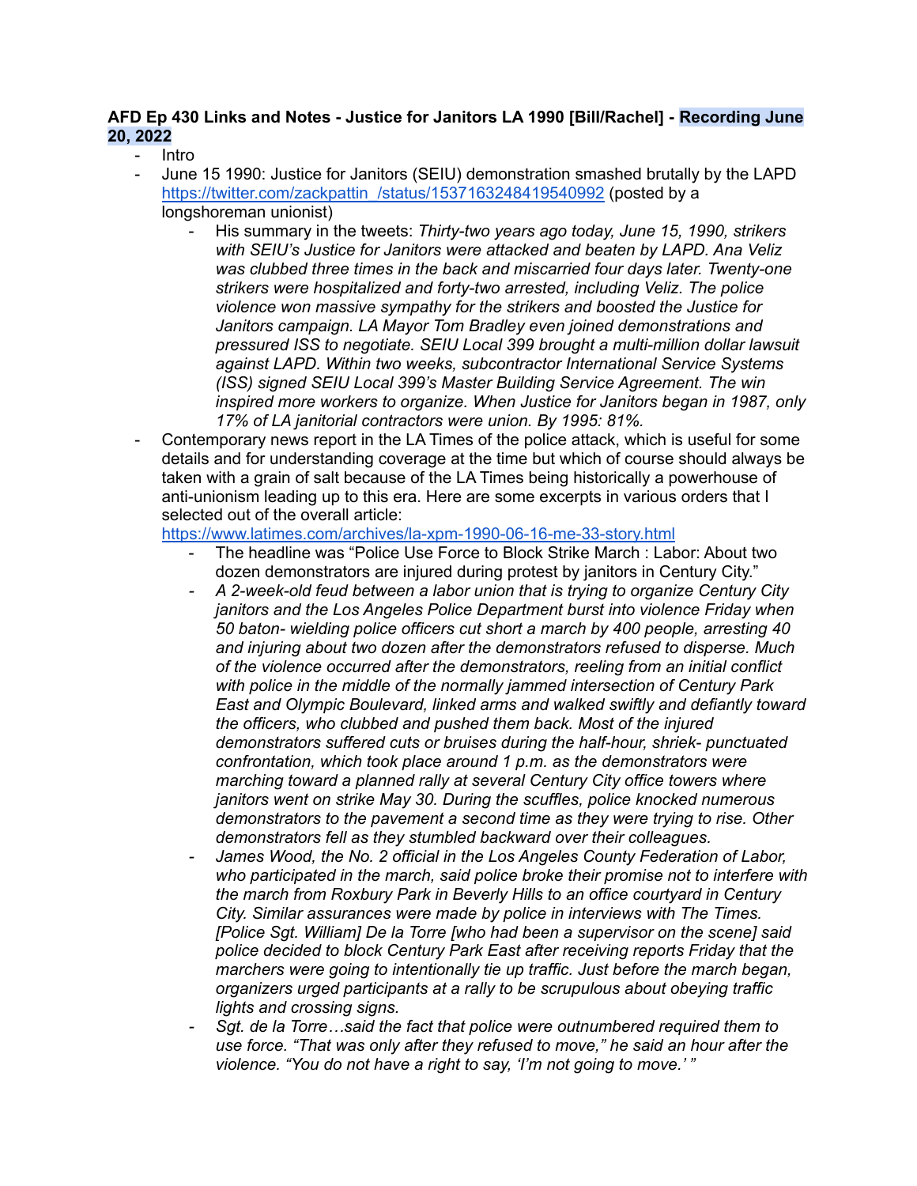**AFD Ep 430 Links and Notes - Justice for Janitors LA 1990 [Bill/Rachel] - Recording June 20, 2022**

- Intro
- June 15 1990: Justice for Janitors (SEIU) demonstration smashed brutally by the LAPD https://twitter.com/zackpattin_/status/1537163248419540992 (posted by a longshoreman unionist)
    - His summary in the tweets: *Thirty-two years ago today, June 15, 1990, strikers with SEIU's Justice for Janitors were attacked and beaten by LAPD. Ana Veliz was clubbed three times in the back and miscarried four days later. Twenty-one strikers were hospitalized and forty-two arrested, including Veliz. The police violence won massive sympathy for the strikers and boosted the Justice for Janitors campaign. LA Mayor Tom Bradley even joined demonstrations and pressured ISS to negotiate. SEIU Local 399 brought a multi-million dollar lawsuit against LAPD. Within two weeks, subcontractor International Service Systems (ISS) signed SEIU Local 399's Master Building Service Agreement. The win inspired more workers to organize. When Justice for Janitors began in 1987, only 17% of LA janitorial contractors were union. By 1995: 81%.*
- Contemporary news report in the LA Times of the police attack, which is useful for some details and for understanding coverage at the time but which of course should always be taken with a grain of salt because of the LA Times being historically a powerhouse of anti-unionism leading up to this era. Here are some excerpts in various orders that I selected out of the overall article: https://www.latimes.com/archives/la-xpm-1990-06-16-me-33-story.html
    - The headline was "Police Use Force to Block Strike March : Labor: About two dozen demonstrators are injured during protest by janitors in Century City."
    - *A 2-week-old feud between a labor union that is trying to organize Century City janitors and the Los Angeles Police Department burst into violence Friday when 50 baton- wielding police officers cut short a march by 400 people, arresting 40 and injuring about two dozen after the demonstrators refused to disperse. Much of the violence occurred after the demonstrators, reeling from an initial conflict with police in the middle of the normally jammed intersection of Century Park East and Olympic Boulevard, linked arms and walked swiftly and defiantly toward the officers, who clubbed and pushed them back. Most of the injured demonstrators suffered cuts or bruises during the half-hour, shriek- punctuated confrontation, which took place around 1 p.m. as the demonstrators were marching toward a planned rally at several Century City office towers where janitors went on strike May 30. During the scuffles, police knocked numerous demonstrators to the pavement a second time as they were trying to rise. Other demonstrators fell as they stumbled backward over their colleagues.*
    - *James Wood, the No. 2 official in the Los Angeles County Federation of Labor, who participated in the march, said police broke their promise not to interfere with the march from Roxbury Park in Beverly Hills to an office courtyard in Century City. Similar assurances were made by police in interviews with The Times. [Police Sgt. William] De la Torre [who had been a supervisor on the scene] said police decided to block Century Park East after receiving reports Friday that the marchers were going to intentionally tie up traffic. Just before the march began, organizers urged participants at a rally to be scrupulous about obeying traffic lights and crossing signs.*
    - *Sgt. de la Torre…said the fact that police were outnumbered required them to use force. "That was only after they refused to move," he said an hour after the violence. "You do not have a right to say, 'I'm not going to move.' "*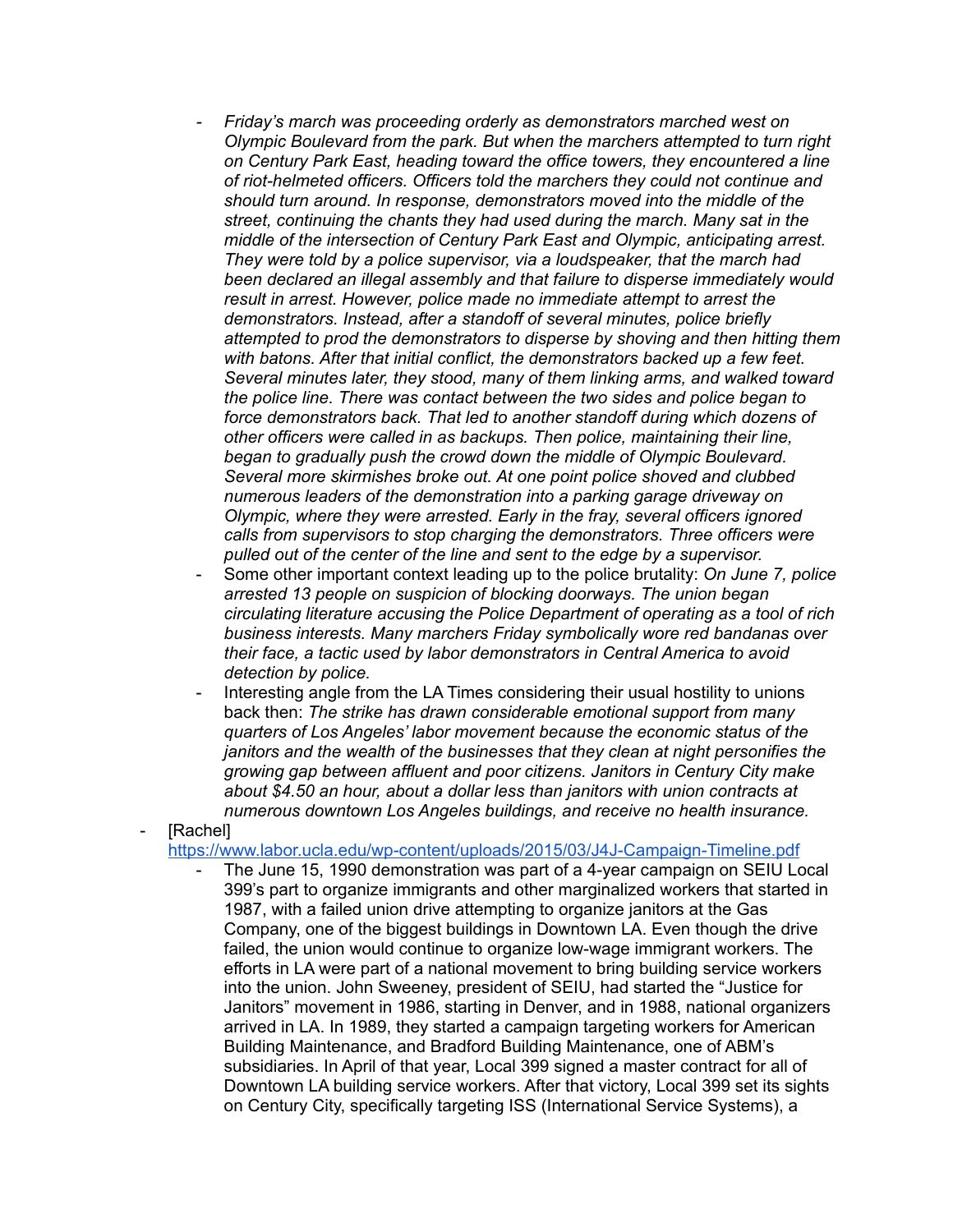- *Friday's march was proceeding orderly as demonstrators marched west on Olympic Boulevard from the park. But when the marchers attempted to turn right on Century Park East, heading toward the office towers, they encountered a line of riot-helmeted officers. Officers told the marchers they could not continue and should turn around. In response, demonstrators moved into the middle of the street, continuing the chants they had used during the march. Many sat in the middle of the intersection of Century Park East and Olympic, anticipating arrest. They were told by a police supervisor, via a loudspeaker, that the march had been declared an illegal assembly and that failure to disperse immediately would result in arrest. However, police made no immediate attempt to arrest the demonstrators. Instead, after a standoff of several minutes, police briefly attempted to prod the demonstrators to disperse by shoving and then hitting them with batons. After that initial conflict, the demonstrators backed up a few feet. Several minutes later, they stood, many of them linking arms, and walked toward the police line. There was contact between the two sides and police began to force demonstrators back. That led to another standoff during which dozens of other officers were called in as backups. Then police, maintaining their line, began to gradually push the crowd down the middle of Olympic Boulevard. Several more skirmishes broke out. At one point police shoved and clubbed numerous leaders of the demonstration into a parking garage driveway on Olympic, where they were arrested. Early in the fray, several officers ignored calls from supervisors to stop charging the demonstrators. Three officers were pulled out of the center of the line and sent to the edge by a supervisor.*
    - Some other important context leading up to the police brutality: *On June 7, police arrested 13 people on suspicion of blocking doorways. The union began circulating literature accusing the Police Department of operating as a tool of rich business interests. Many marchers Friday symbolically wore red bandanas over their face, a tactic used by labor demonstrators in Central America to avoid detection by police.*
    - Interesting angle from the LA Times considering their usual hostility to unions back then: *The strike has drawn considerable emotional support from many quarters of Los Angeles' labor movement because the economic status of the janitors and the wealth of the businesses that they clean at night personifies the growing gap between affluent and poor citizens. Janitors in Century City make about $4.50 an hour, about a dollar less than janitors with union contracts at numerous downtown Los Angeles buildings, and receive no health insurance.*
- [Rachel] https://www.labor.ucla.edu/wp-content/uploads/2015/03/J4J-Campaign-Timeline.pdf
    - The June 15, 1990 demonstration was part of a 4-year campaign on SEIU Local 399's part to organize immigrants and other marginalized workers that started in 1987, with a failed union drive attempting to organize janitors at the Gas Company, one of the biggest buildings in Downtown LA. Even though the drive failed, the union would continue to organize low-wage immigrant workers. The efforts in LA were part of a national movement to bring building service workers into the union. John Sweeney, president of SEIU, had started the "Justice for Janitors" movement in 1986, starting in Denver, and in 1988, national organizers arrived in LA. In 1989, they started a campaign targeting workers for American Building Maintenance, and Bradford Building Maintenance, one of ABM's subsidiaries. In April of that year, Local 399 signed a master contract for all of Downtown LA building service workers. After that victory, Local 399 set its sights on Century City, specifically targeting ISS (International Service Systems), a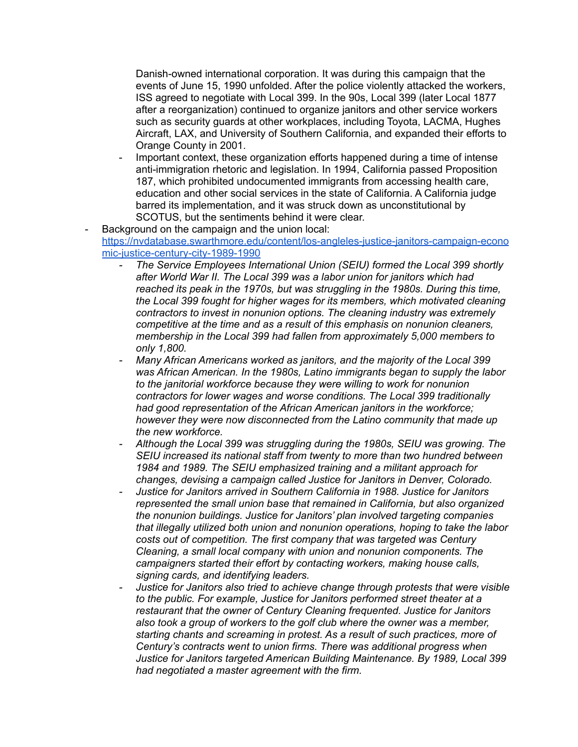Danish-owned international corporation. It was during this campaign that the events of June 15, 1990 unfolded. After the police violently attacked the workers, ISS agreed to negotiate with Local 399. In the 90s, Local 399 (later Local 1877 after a reorganization) continued to organize janitors and other service workers such as security guards at other workplaces, including Toyota, LACMA, Hughes Aircraft, LAX, and University of Southern California, and expanded their efforts to Orange County in 2001.

  - Important context, these organization efforts happened during a time of intense anti-immigration rhetoric and legislation. In 1994, California passed Proposition 187, which prohibited undocumented immigrants from accessing health care, education and other social services in the state of California. A California judge barred its implementation, and it was struck down as unconstitutional by SCOTUS, but the sentiments behind it were clear.

- Background on the campaign and the union local: [https://nvdatabase.swarthmore.edu/content/los-angeles-justice-janitors-campaign-economic-justice-century-city-1989-1990](https://nvdatabase.swarthmore.edu/content/los-angeles-justice-janitors-campaign-economic-justice-century-city-1989-1990)
  - *The Service Employees International Union (SEIU) formed the Local 399 shortly after World War II. The Local 399 was a labor union for janitors which had reached its peak in the 1970s, but was struggling in the 1980s. During this time, the Local 399 fought for higher wages for its members, which motivated cleaning contractors to invest in nonunion options. The cleaning industry was extremely competitive at the time and as a result of this emphasis on nonunion cleaners, membership in the Local 399 had fallen from approximately 5,000 members to only 1,800.*
  - *Many African Americans worked as janitors, and the majority of the Local 399 was African American. In the 1980s, Latino immigrants began to supply the labor to the janitorial workforce because they were willing to work for nonunion contractors for lower wages and worse conditions. The Local 399 traditionally had good representation of the African American janitors in the workforce; however they were now disconnected from the Latino community that made up the new workforce.*
  - *Although the Local 399 was struggling during the 1980s, SEIU was growing. The SEIU increased its national staff from twenty to more than two hundred between 1984 and 1989. The SEIU emphasized training and a militant approach for changes, devising a campaign called Justice for Janitors in Denver, Colorado.*
  - *Justice for Janitors arrived in Southern California in 1988. Justice for Janitors represented the small union base that remained in California, but also organized the nonunion buildings. Justice for Janitors' plan involved targeting companies that illegally utilized both union and nonunion operations, hoping to take the labor costs out of competition. The first company that was targeted was Century Cleaning, a small local company with union and nonunion components. The campaigners started their effort by contacting workers, making house calls, signing cards, and identifying leaders.*
  - *Justice for Janitors also tried to achieve change through protests that were visible to the public. For example, Justice for Janitors performed street theater at a restaurant that the owner of Century Cleaning frequented. Justice for Janitors also took a group of workers to the golf club where the owner was a member, starting chants and screaming in protest. As a result of such practices, more of Century's contracts went to union firms. There was additional progress when Justice for Janitors targeted American Building Maintenance. By 1989, Local 399 had negotiated a master agreement with the firm.*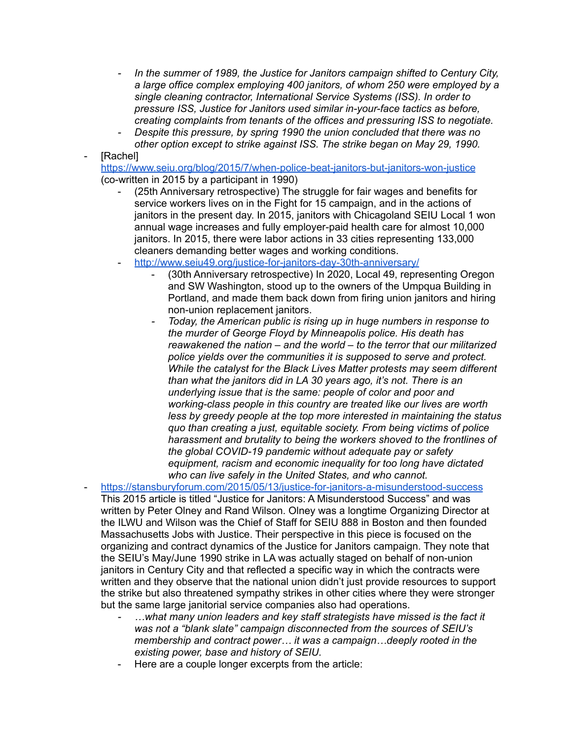- *In the summer of 1989, the Justice for Janitors campaign shifted to Century City, a large office complex employing 400 janitors, of whom 250 were employed by a single cleaning contractor, International Service Systems (ISS). In order to pressure ISS, Justice for Janitors used similar in-your-face tactics as before, creating complaints from tenants of the offices and pressuring ISS to negotiate.*
    - *Despite this pressure, by spring 1990 the union concluded that there was no other option except to strike against ISS. The strike began on May 29, 1990.*
- [Rachel] https://www.seiu.org/blog/2015/7/when-police-beat-janitors-but-janitors-won-justice (co-written in 2015 by a participant in 1990)
    - (25th Anniversary retrospective) The struggle for fair wages and benefits for service workers lives on in the Fight for 15 campaign, and in the actions of janitors in the present day. In 2015, janitors with Chicagoland SEIU Local 1 won annual wage increases and fully employer-paid health care for almost 10,000 janitors. In 2015, there were labor actions in 33 cities representing 133,000 cleaners demanding better wages and working conditions.
    - http://www.seiu49.org/justice-for-janitors-day-30th-anniversary/
        - (30th Anniversary retrospective) In 2020, Local 49, representing Oregon and SW Washington, stood up to the owners of the Umpqua Building in Portland, and made them back down from firing union janitors and hiring non-union replacement janitors.
        - *Today, the American public is rising up in huge numbers in response to the murder of George Floyd by Minneapolis police. His death has reawakened the nation – and the world – to the terror that our militarized police yields over the communities it is supposed to serve and protect. While the catalyst for the Black Lives Matter protests may seem different than what the janitors did in LA 30 years ago, it's not. There is an underlying issue that is the same: people of color and poor and working-class people in this country are treated like our lives are worth less by greedy people at the top more interested in maintaining the status quo than creating a just, equitable society. From being victims of police harassment and brutality to being the workers shoved to the frontlines of the global COVID-19 pandemic without adequate pay or safety equipment, racism and economic inequality for too long have dictated who can live safely in the United States, and who cannot.*
- https://stansburyforum.com/2015/05/13/justice-for-janitors-a-misunderstood-success This 2015 article is titled "Justice for Janitors: A Misunderstood Success" and was written by Peter Olney and Rand Wilson. Olney was a longtime Organizing Director at the ILWU and Wilson was the Chief of Staff for SEIU 888 in Boston and then founded Massachusetts Jobs with Justice. Their perspective in this piece is focused on the organizing and contract dynamics of the Justice for Janitors campaign. They note that the SEIU's May/June 1990 strike in LA was actually staged on behalf of non-union janitors in Century City and that reflected a specific way in which the contracts were written and they observe that the national union didn't just provide resources to support the strike but also threatened sympathy strikes in other cities where they were stronger but the same large janitorial service companies also had operations.
    - *…what many union leaders and key staff strategists have missed is the fact it was not a "blank slate" campaign disconnected from the sources of SEIU's membership and contract power… it was a campaign…deeply rooted in the existing power, base and history of SEIU.*
    - Here are a couple longer excerpts from the article: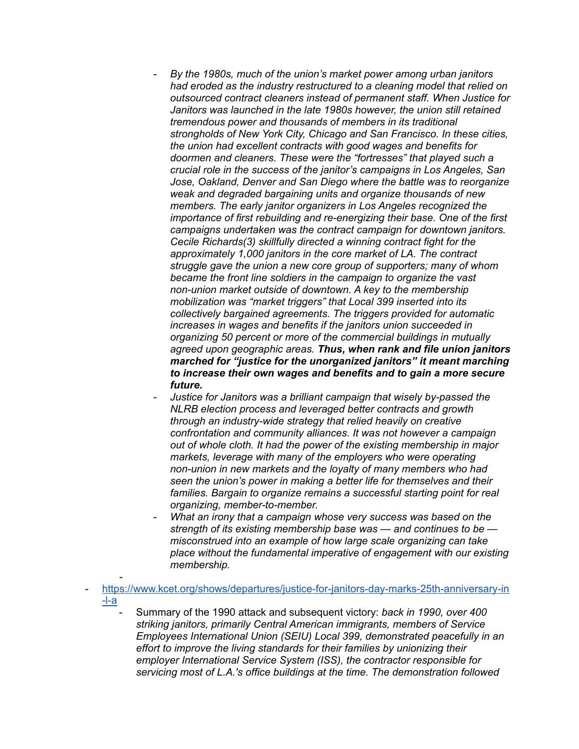- *By the 1980s, much of the union's market power among urban janitors had eroded as the industry restructured to a cleaning model that relied on outsourced contract cleaners instead of permanent staff. When Justice for Janitors was launched in the late 1980s however, the union still retained tremendous power and thousands of members in its traditional strongholds of New York City, Chicago and San Francisco. In these cities, the union had excellent contracts with good wages and benefits for doormen and cleaners. These were the "fortresses" that played such a crucial role in the success of the janitor's campaigns in Los Angeles, San Jose, Oakland, Denver and San Diego where the battle was to reorganize weak and degraded bargaining units and organize thousands of new members. The early janitor organizers in Los Angeles recognized the importance of first rebuilding and re-energizing their base. One of the first campaigns undertaken was the contract campaign for downtown janitors. Cecile Richards(3) skillfully directed a winning contract fight for the approximately 1,000 janitors in the core market of LA. The contract struggle gave the union a new core group of supporters; many of whom became the front line soldiers in the campaign to organize the vast non-union market outside of downtown. A key to the membership mobilization was "market triggers" that Local 399 inserted into its collectively bargained agreements. The triggers provided for automatic increases in wages and benefits if the janitors union succeeded in organizing 50 percent or more of the commercial buildings in mutually agreed upon geographic areas.* ***Thus, when rank and file union janitors marched for "justice for the unorganized janitors" it meant marching to increase their own wages and benefits and to gain a more secure future.***
    - *Justice for Janitors was a brilliant campaign that wisely by-passed the NLRB election process and leveraged better contracts and growth through an industry-wide strategy that relied heavily on creative confrontation and community alliances. It was not however a campaign out of whole cloth. It had the power of the existing membership in major markets, leverage with many of the employers who were operating non-union in new markets and the loyalty of many members who had seen the union's power in making a better life for themselves and their families. Bargain to organize remains a successful starting point for real organizing, member-to-member.*
    - *What an irony that a campaign whose very success was based on the strength of its existing membership base was — and continues to be — misconstrued into an example of how large scale organizing can take place without the fundamental imperative of engagement with our existing membership.*
  -
- https://www.kcet.org/shows/departures/justice-for-janitors-day-marks-25th-anniversary-in-l-a
  - Summary of the 1990 attack and subsequent victory: *back in 1990, over 400 striking janitors, primarily Central American immigrants, members of Service Employees International Union (SEIU) Local 399, demonstrated peacefully in an effort to improve the living standards for their families by unionizing their employer International Service System (ISS), the contractor responsible for servicing most of L.A.'s office buildings at the time. The demonstration followed*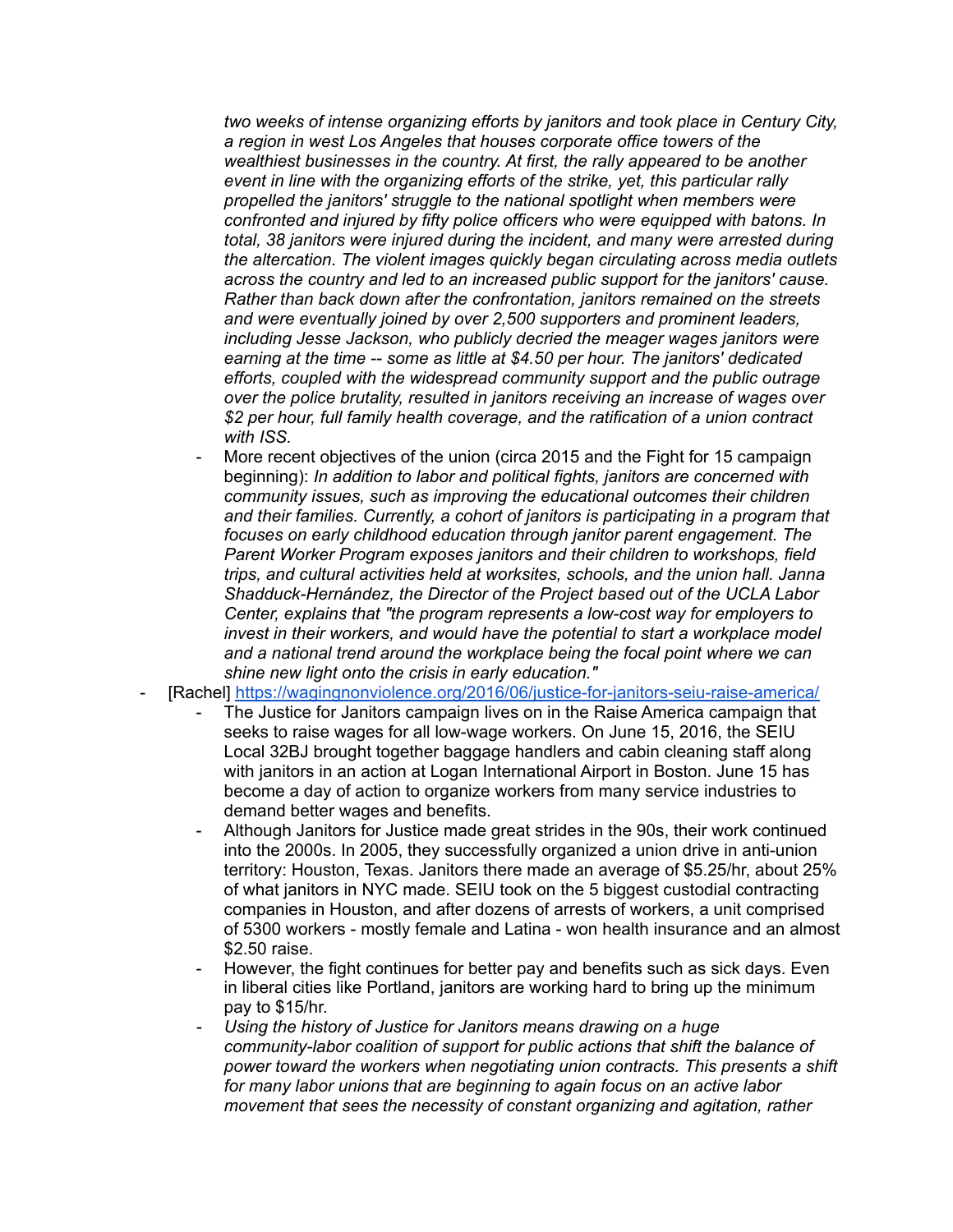*two weeks of intense organizing efforts by janitors and took place in Century City, a region in west Los Angeles that houses corporate office towers of the wealthiest businesses in the country. At first, the rally appeared to be another event in line with the organizing efforts of the strike, yet, this particular rally propelled the janitors' struggle to the national spotlight when members were confronted and injured by fifty police officers who were equipped with batons. In total, 38 janitors were injured during the incident, and many were arrested during the altercation. The violent images quickly began circulating across media outlets across the country and led to an increased public support for the janitors' cause. Rather than back down after the confrontation, janitors remained on the streets and were eventually joined by over 2,500 supporters and prominent leaders, including Jesse Jackson, who publicly decried the meager wages janitors were earning at the time -- some as little at $4.50 per hour. The janitors' dedicated efforts, coupled with the widespread community support and the public outrage over the police brutality, resulted in janitors receiving an increase of wages over $2 per hour, full family health coverage, and the ratification of a union contract with ISS.*

- More recent objectives of the union (circa 2015 and the Fight for 15 campaign beginning): *In addition to labor and political fights, janitors are concerned with community issues, such as improving the educational outcomes their children and their families. Currently, a cohort of janitors is participating in a program that focuses on early childhood education through janitor parent engagement. The Parent Worker Program exposes janitors and their children to workshops, field trips, and cultural activities held at worksites, schools, and the union hall. Janna Shadduck-Hernández, the Director of the Project based out of the UCLA Labor Center, explains that "the program represents a low-cost way for employers to invest in their workers, and would have the potential to start a workplace model and a national trend around the workplace being the focal point where we can shine new light onto the crisis in early education."*

- [Rachel] https://wagingnonviolence.org/2016/06/justice-for-janitors-seiu-raise-america/
    - The Justice for Janitors campaign lives on in the Raise America campaign that seeks to raise wages for all low-wage workers. On June 15, 2016, the SEIU Local 32BJ brought together baggage handlers and cabin cleaning staff along with janitors in an action at Logan International Airport in Boston. June 15 has become a day of action to organize workers from many service industries to demand better wages and benefits.
    - Although Janitors for Justice made great strides in the 90s, their work continued into the 2000s. In 2005, they successfully organized a union drive in anti-union territory: Houston, Texas. Janitors there made an average of $5.25/hr, about 25% of what janitors in NYC made. SEIU took on the 5 biggest custodial contracting companies in Houston, and after dozens of arrests of workers, a unit comprised of 5300 workers - mostly female and Latina - won health insurance and an almost $2.50 raise.
    - However, the fight continues for better pay and benefits such as sick days. Even in liberal cities like Portland, janitors are working hard to bring up the minimum pay to $15/hr.
    - *Using the history of Justice for Janitors means drawing on a huge community-labor coalition of support for public actions that shift the balance of power toward the workers when negotiating union contracts. This presents a shift for many labor unions that are beginning to again focus on an active labor movement that sees the necessity of constant organizing and agitation, rather*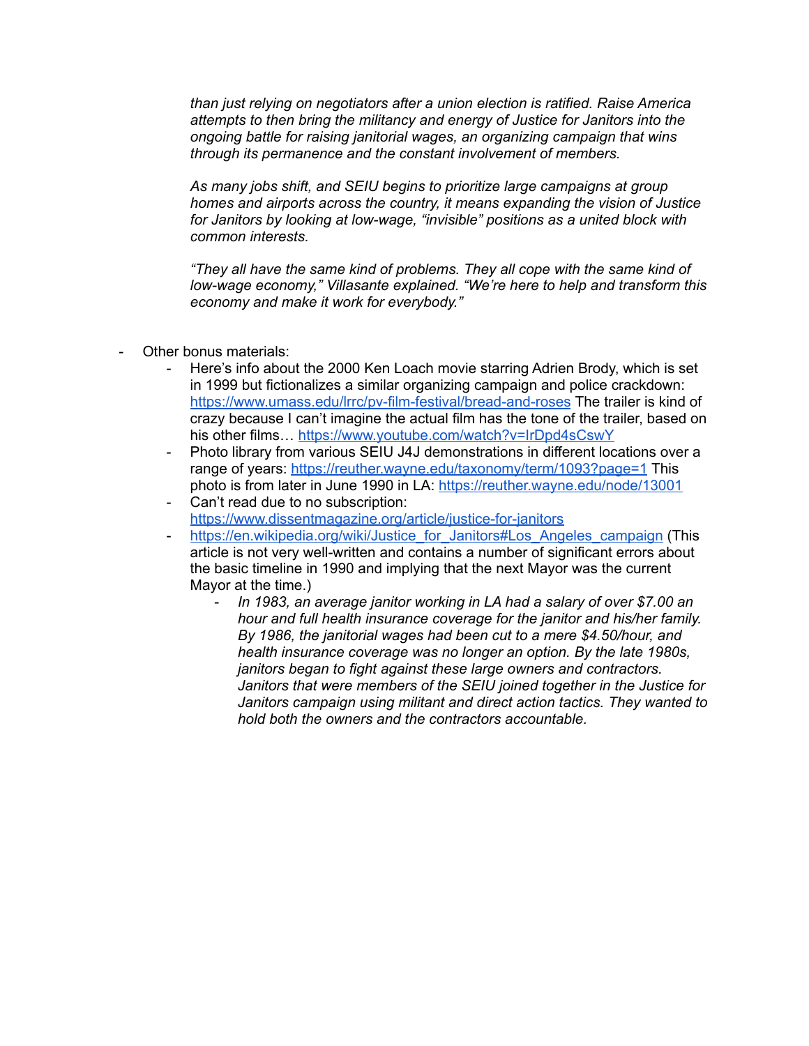*than just relying on negotiators after a union election is ratified. Raise America attempts to then bring the militancy and energy of Justice for Janitors into the ongoing battle for raising janitorial wages, an organizing campaign that wins through its permanence and the constant involvement of members.*

*As many jobs shift, and SEIU begins to prioritize large campaigns at group homes and airports across the country, it means expanding the vision of Justice for Janitors by looking at low-wage, "invisible" positions as a united block with common interests.*

*"They all have the same kind of problems. They all cope with the same kind of low-wage economy," Villasante explained. "We're here to help and transform this economy and make it work for everybody."*

- Other bonus materials:
    - Here's info about the 2000 Ken Loach movie starring Adrien Brody, which is set in 1999 but fictionalizes a similar organizing campaign and police crackdown: [https://www.umass.edu/lrrc/pv-film-festival/bread-and-roses](https://www.umass.edu/lrrc/pv-film-festival/bread-and-roses) The trailer is kind of crazy because I can't imagine the actual film has the tone of the trailer, based on his other films… [https://www.youtube.com/watch?v=IrDpd4sCswY](https://www.youtube.com/watch?v=IrDpd4sCswY)
    - Photo library from various SEIU J4J demonstrations in different locations over a range of years: [https://reuther.wayne.edu/taxonomy/term/1093?page=1](https://reuther.wayne.edu/taxonomy/term/1093?page=1) This photo is from later in June 1990 in LA: [https://reuther.wayne.edu/node/13001](https://reuther.wayne.edu/node/13001)
    - Can't read due to no subscription: [https://www.dissentmagazine.org/article/justice-for-janitors](https://www.dissentmagazine.org/article/justice-for-janitors)
    - [https://en.wikipedia.org/wiki/Justice_for_Janitors#Los_Angeles_campaign](https://en.wikipedia.org/wiki/Justice_for_Janitors#Los_Angeles_campaign) (This article is not very well-written and contains a number of significant errors about the basic timeline in 1990 and implying that the next Mayor was the current Mayor at the time.)
        - *In 1983, an average janitor working in LA had a salary of over $7.00 an hour and full health insurance coverage for the janitor and his/her family. By 1986, the janitorial wages had been cut to a mere $4.50/hour, and health insurance coverage was no longer an option. By the late 1980s, janitors began to fight against these large owners and contractors. Janitors that were members of the SEIU joined together in the Justice for Janitors campaign using militant and direct action tactics. They wanted to hold both the owners and the contractors accountable.*